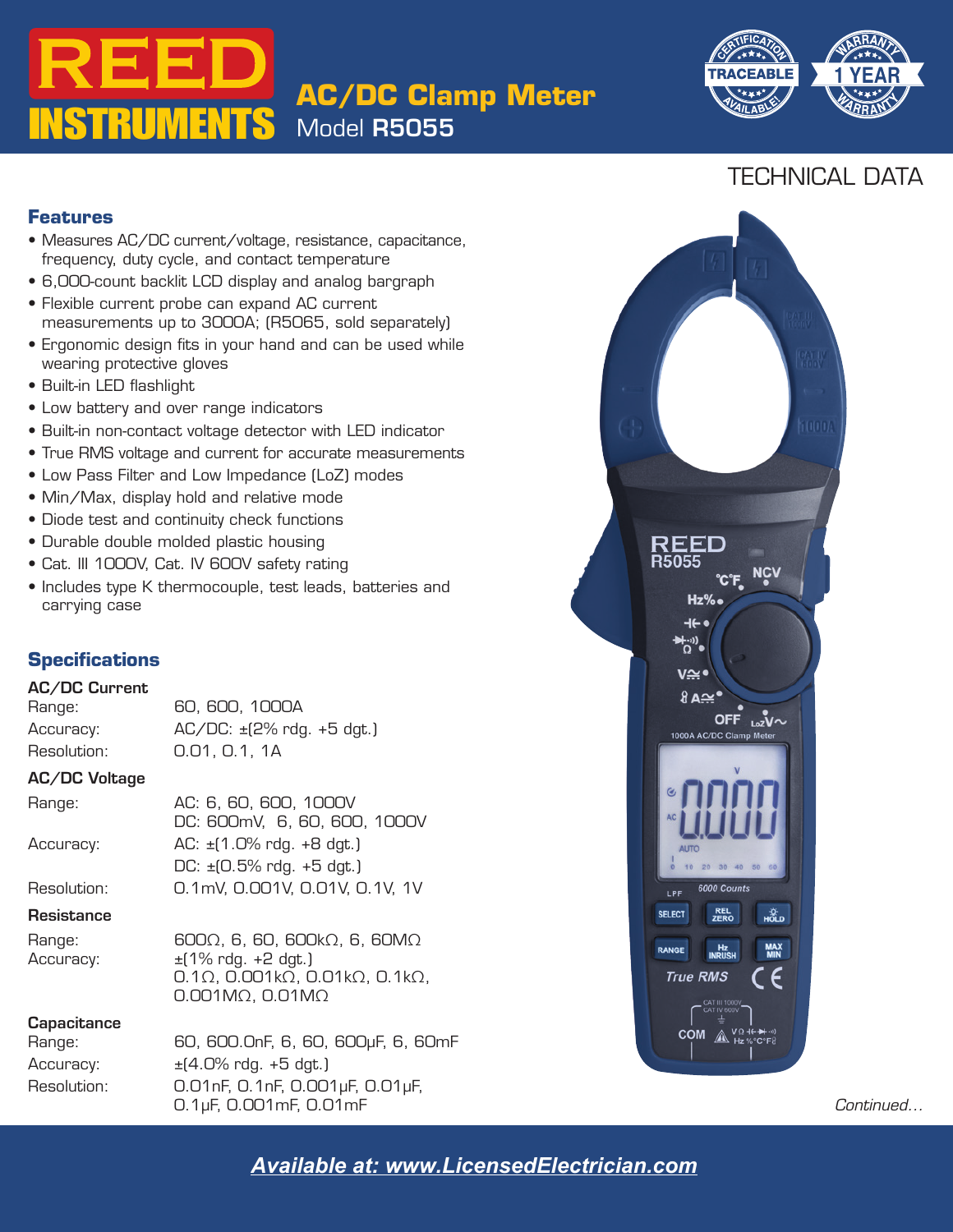# REED INSTRUMENTS

## AC/DC Clamp Meter

Model **R5055**

CERTIFICATION TRACEABLE AVAILABLE!

1 YEAR WARRANTY

TECHNICAL DATA

### Features

- Measures AC/DC current/voltage, resistance, capacitance, frequency, duty cycle, and contact temperature
- 6,000-count backlit LCD display and analog bargraph
- Flexible current probe can expand AC current measurements up to 3000A; (R5065, sold separately)
- Ergonomic design fits in your hand and can be used while wearing protective gloves
- Built-in LED flashlight
- Low battery and over range indicators
- Built-in non-contact voltage detector with LED indicator
- True RMS voltage and current for accurate measurements
- Low Pass Filter and Low Impedance (LoZ) modes
- Min/Max, display hold and relative mode
- Diode test and continuity check functions
- Durable double molded plastic housing
- Cat. III 1000V, Cat. IV 600V safety rating
- Includes type K thermocouple, test leads, batteries and carrying case

### Specifications

**AC/DC Current**

| | |
|---|---|
| Range: | 60, 600, 1000A |
| Accuracy: | AC/DC: ±(2% rdg. +5 dgt.) |
| Resolution: | 0.01, 0.1, 1A |

**AC/DC Voltage**

| | |
|---|---|
| Range: | AC: 6, 60, 600, 1000V<br>DC: 600mV, 6, 60, 600, 1000V |
| Accuracy: | AC: ±(1.0% rdg. +8 dgt.)<br>DC: ±(0.5% rdg. +5 dgt.) |
| Resolution: | 0.1mV, 0.001V, 0.01V, 0.1V, 1V |

**Resistance**

| | |
|---|---|
| Range: | 600Ω, 6, 60, 600kΩ, 6, 60MΩ |
| Accuracy: | ±(1% rdg. +2 dgt.)<br>0.1Ω, 0.001kΩ, 0.01kΩ, 0.1kΩ, 0.001MΩ, 0.01MΩ |

**Capacitance**

| | |
|---|---|
| Range: | 60, 600.0nF, 6, 60, 600µF, 6, 60mF |
| Accuracy: | ±(4.0% rdg. +5 dgt.) |
| Resolution: | 0.01nF, 0.1nF, 0.001µF, 0.01µF, 0.1µF, 0.001mF, 0.01mF |

*Continued...*

***Available at: www.LicensedElectrician.com***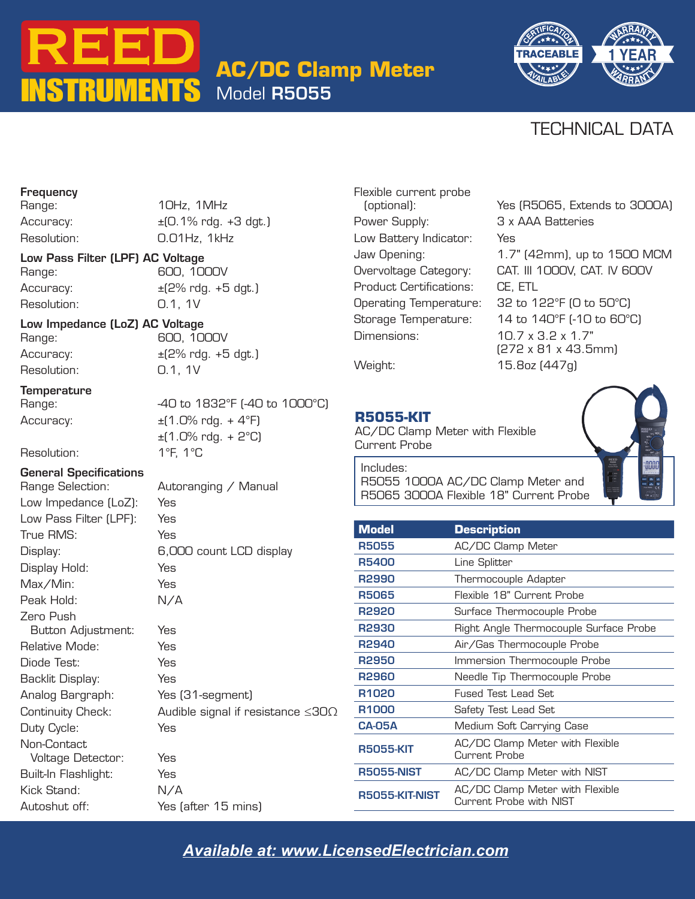# REED INSTRUMENTS

## AC/DC Clamp Meter
Model **R5055**

TRACEABLE — CERTIFICATION AVAILABLE!

1 YEAR WARRANTY

TECHNICAL DATA

**Frequency**

| | |
|---|---|
| Range: | 10Hz, 1MHz |
| Accuracy: | ±(0.1% rdg. +3 dgt.) |
| Resolution: | 0.01Hz, 1kHz |

**Low Pass Filter (LPF) AC Voltage**

| | |
|---|---|
| Range: | 600, 1000V |
| Accuracy: | ±(2% rdg. +5 dgt.) |
| Resolution: | 0.1, 1V |

**Low Impedance (LoZ) AC Voltage**

| | |
|---|---|
| Range: | 600, 1000V |
| Accuracy: | ±(2% rdg. +5 dgt.) |
| Resolution: | 0.1, 1V |

**Temperature**

| | |
|---|---|
| Range: | -40 to 1832°F (-40 to 1000°C) |
| Accuracy: | ±(1.0% rdg. + 4°F)<br>±(1.0% rdg. + 2°C) |
| Resolution: | 1°F, 1°C |

**General Specifications**

| | |
|---|---|
| Range Selection: | Autoranging / Manual |
| Low Impedance (LoZ): | Yes |
| Low Pass Filter (LPF): | Yes |
| True RMS: | Yes |
| Display: | 6,000 count LCD display |
| Display Hold: | Yes |
| Max/Min: | Yes |
| Peak Hold: | N/A |
| Zero Push Button Adjustment: | Yes |
| Relative Mode: | Yes |
| Diode Test: | Yes |
| Backlit Display: | Yes |
| Analog Bargraph: | Yes (31-segment) |
| Continuity Check: | Audible signal if resistance ≤30Ω |
| Duty Cycle: | Yes |
| Non-Contact Voltage Detector: | Yes |
| Built-In Flashlight: | Yes |
| Kick Stand: | N/A |
| Autoshut off: | Yes (after 15 mins) |
| Flexible current probe (optional): | Yes (R5065, Extends to 3000A) |
| Power Supply: | 3 x AAA Batteries |
| Low Battery Indicator: | Yes |
| Jaw Opening: | 1.7" (42mm), up to 1500 MCM |
| Overvoltage Category: | CAT. III 1000V, CAT. IV 600V |
| Product Certifications: | CE, ETL |
| Operating Temperature: | 32 to 122°F (0 to 50°C) |
| Storage Temperature: | 14 to 140°F (-10 to 60°C) |
| Dimensions: | 10.7 x 3.2 x 1.7"<br>(272 x 81 x 43.5mm) |
| Weight: | 15.8oz (447g) |

### R5055-KIT
AC/DC Clamp Meter with Flexible Current Probe

Includes:
R5055 1000A AC/DC Clamp Meter and
R5065 3000A Flexible 18" Current Probe

| Model | Description |
|---|---|
| **R5055** | AC/DC Clamp Meter |
| **R5400** | Line Splitter |
| **R2990** | Thermocouple Adapter |
| **R5065** | Flexible 18" Current Probe |
| **R2920** | Surface Thermocouple Probe |
| **R2930** | Right Angle Thermocouple Surface Probe |
| **R2940** | Air/Gas Thermocouple Probe |
| **R2950** | Immersion Thermocouple Probe |
| **R2960** | Needle Tip Thermocouple Probe |
| **R1020** | Fused Test Lead Set |
| **R1000** | Safety Test Lead Set |
| **CA-05A** | Medium Soft Carrying Case |
| **R5055-KIT** | AC/DC Clamp Meter with Flexible Current Probe |
| **R5055-NIST** | AC/DC Clamp Meter with NIST |
| **R5055-KIT-NIST** | AC/DC Clamp Meter with Flexible Current Probe with NIST |

***Available at: www.LicensedElectrician.com***